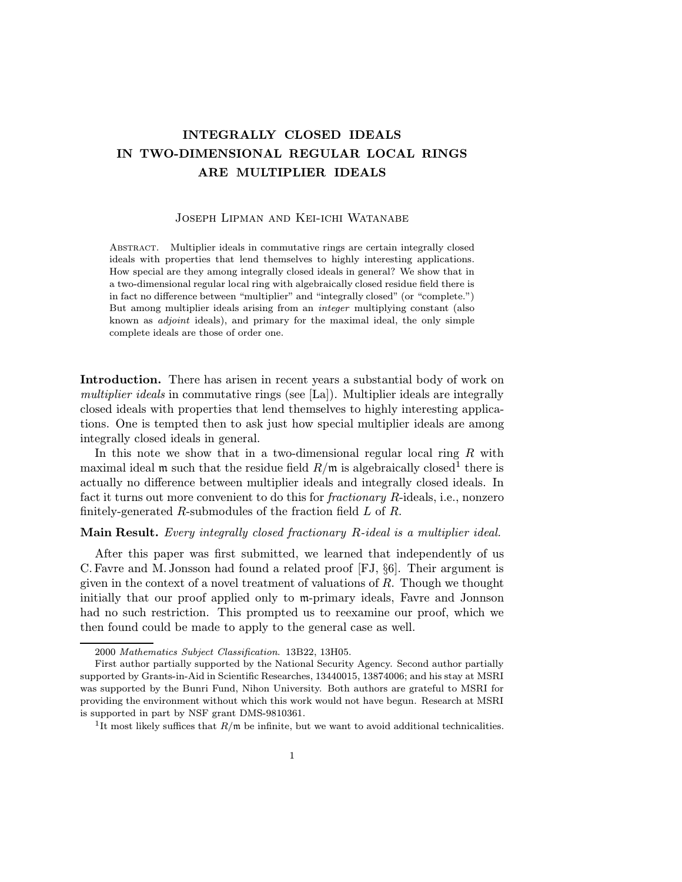# INTEGRALLY CLOSED IDEALS IN TWO-DIMENSIONAL REGULAR LOCAL RINGS ARE MULTIPLIER IDEALS

Joseph Lipman and Kei-ichi Watanabe

Abstract. Multiplier ideals in commutative rings are certain integrally closed ideals with properties that lend themselves to highly interesting applications. How special are they among integrally closed ideals in general? We show that in a two-dimensional regular local ring with algebraically closed residue field there is in fact no difference between "multiplier" and "integrally closed" (or "complete.") But among multiplier ideals arising from an *integer* multiplying constant (also known as *adjoint* ideals), and primary for the maximal ideal, the only simple complete ideals are those of order one.

**Introduction.** There has arisen in recent years a substantial body of work on *multiplier ideals* in commutative rings (see [La]). Multiplier ideals are integrally closed ideals with properties that lend themselves to highly interesting applications. One is tempted then to ask just how special multiplier ideals are among integrally closed ideals in general.

In this note we show that in a two-dimensional regular local ring $R$ with maximal ideal $\mathfrak{m}$ such that the residue field $R/\mathfrak{m}$ is algebraically closed[1] there is actually no difference between multiplier ideals and integrally closed ideals. In fact it turns out more convenient to do this for *fractionary* $R$-ideals, i.e., nonzero finitely-generated $R$-submodules of the fraction field $L$ of $R$.

**Main Result.** *Every integrally closed fractionary $R$-ideal is a multiplier ideal.*

After this paper was first submitted, we learned that independently of us C. Favre and M. Jonsson had found a related proof [FJ, §6]. Their argument is given in the context of a novel treatment of valuations of $R$. Though we thought initially that our proof applied only to $\mathfrak{m}$-primary ideals, Favre and Jonsson had no such restriction. This prompted us to reexamine our proof, which we then found could be made to apply to the general case as well.

---

2000 *Mathematics Subject Classification.* 13B22, 13H05.

First author partially supported by the National Security Agency. Second author partially supported by Grants-in-Aid in Scientific Researches, 13440015, 13874006; and his stay at MSRI was supported by the Bunri Fund, Nihon University. Both authors are grateful to MSRI for providing the environment without which this work would not have begun. Research at MSRI is supported in part by NSF grant DMS-9810361.

[1] It most likely suffices that $R/\mathfrak{m}$ be infinite, but we want to avoid additional technicalities.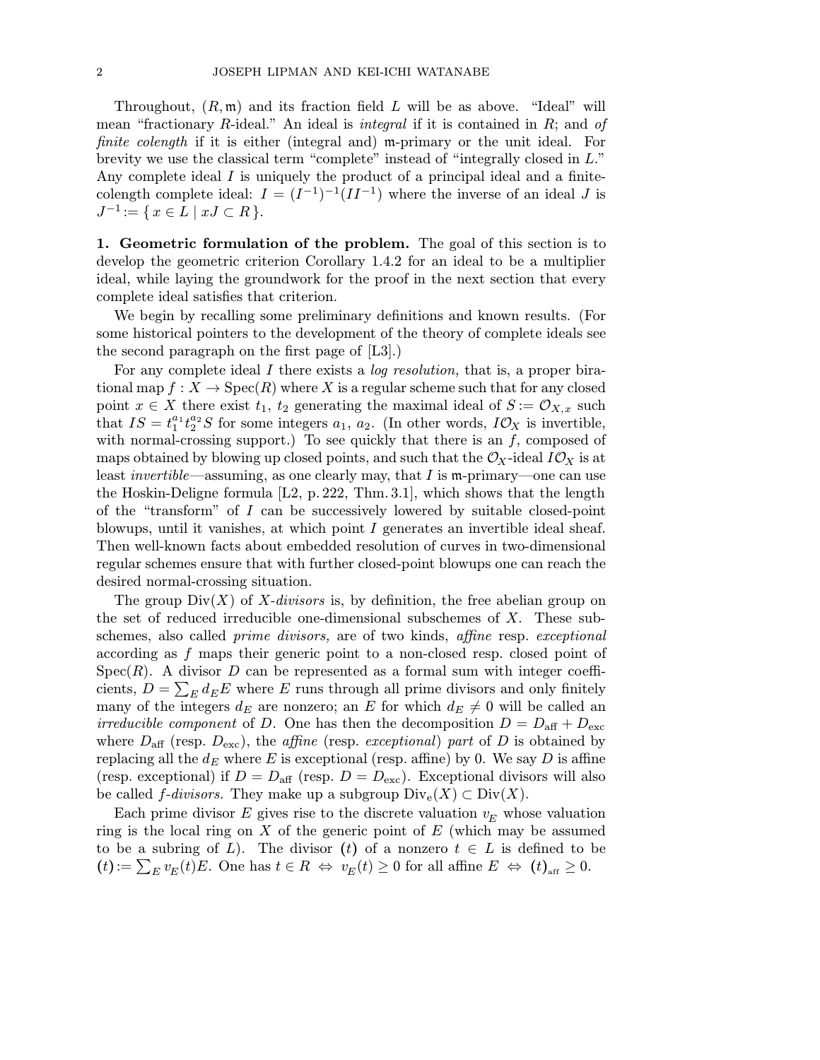Throughout, $(R,\mathfrak{m})$ and its fraction field $L$ will be as above. "Ideal" will mean "fractionary $R$-ideal." An ideal is *integral* if it is contained in $R$; and *of finite colength* if it is either (integral and) $\mathfrak{m}$-primary or the unit ideal. For brevity we use the classical term "complete" instead of "integrally closed in $L$." Any complete ideal $I$ is uniquely the product of a principal ideal and a finite-colength complete ideal: $I=(I^{-1})^{-1}(II^{-1})$ where the inverse of an ideal $J$ is $J^{-1} := \{\, x\in L \mid xJ\subset R\,\}$.

**1. Geometric formulation of the problem.** The goal of this section is to develop the geometric criterion Corollary 1.4.2 for an ideal to be a multiplier ideal, while laying the groundwork for the proof in the next section that every complete ideal satisfies that criterion.

We begin by recalling some preliminary definitions and known results. (For some historical pointers to the development of the theory of complete ideals see the second paragraph on the first page of [L3].)

For any complete ideal $I$ there exists a *log resolution,* that is, a proper birational map $f: X\to \operatorname{Spec}(R)$ where $X$ is a regular scheme such that for any closed point $x\in X$ there exist $t_1$, $t_2$ generating the maximal ideal of $S:=\mathcal{O}_{X,x}$ such that $IS=t_1^{a_1}t_2^{a_2}S$ for some integers $a_1$, $a_2$. (In other words, $I\mathcal{O}_X$ is invertible, with normal-crossing support.) To see quickly that there is an $f$, composed of maps obtained by blowing up closed points, and such that the $\mathcal{O}_X$-ideal $I\mathcal{O}_X$ is at least *invertible*—assuming, as one clearly may, that $I$ is $\mathfrak{m}$-primary—one can use the Hoskin-Deligne formula [L2, p. 222, Thm. 3.1], which shows that the length of the "transform" of $I$ can be successively lowered by suitable closed-point blowups, until it vanishes, at which point $I$ generates an invertible ideal sheaf. Then well-known facts about embedded resolution of curves in two-dimensional regular schemes ensure that with further closed-point blowups one can reach the desired normal-crossing situation.

The group $\operatorname{Div}(X)$ of *$X$-divisors* is, by definition, the free abelian group on the set of reduced irreducible one-dimensional subschemes of $X$. These subschemes, also called *prime divisors,* are of two kinds, *affine* resp. *exceptional* according as $f$ maps their generic point to a non-closed resp. closed point of $\operatorname{Spec}(R)$. A divisor $D$ can be represented as a formal sum with integer coefficients, $D=\sum_E d_E E$ where $E$ runs through all prime divisors and only finitely many of the integers $d_E$ are nonzero; an $E$ for which $d_E\neq 0$ will be called an *irreducible component* of $D$. One has then the decomposition $D=D_{\text{aff}}+D_{\text{exc}}$ where $D_{\text{aff}}$ (resp. $D_{\text{exc}}$), the *affine* (resp. *exceptional*) *part* of $D$ is obtained by replacing all the $d_E$ where $E$ is exceptional (resp. affine) by 0. We say $D$ is affine (resp. exceptional) if $D=D_{\text{aff}}$ (resp. $D=D_{\text{exc}}$). Exceptional divisors will also be called *$f$-divisors.* They make up a subgroup $\operatorname{Div}_{\text{e}}(X)\subset \operatorname{Div}(X)$.

Each prime divisor $E$ gives rise to the discrete valuation $v_E$ whose valuation ring is the local ring on $X$ of the generic point of $E$ (which may be assumed to be a subring of $L$). The divisor $(t)$ of a nonzero $t\in L$ is defined to be $(t):=\sum_E v_E(t)E$. One has $t\in R \iff v_E(t)\geq 0$ for all affine $E \iff (t)_{\text{aff}}\geq 0$.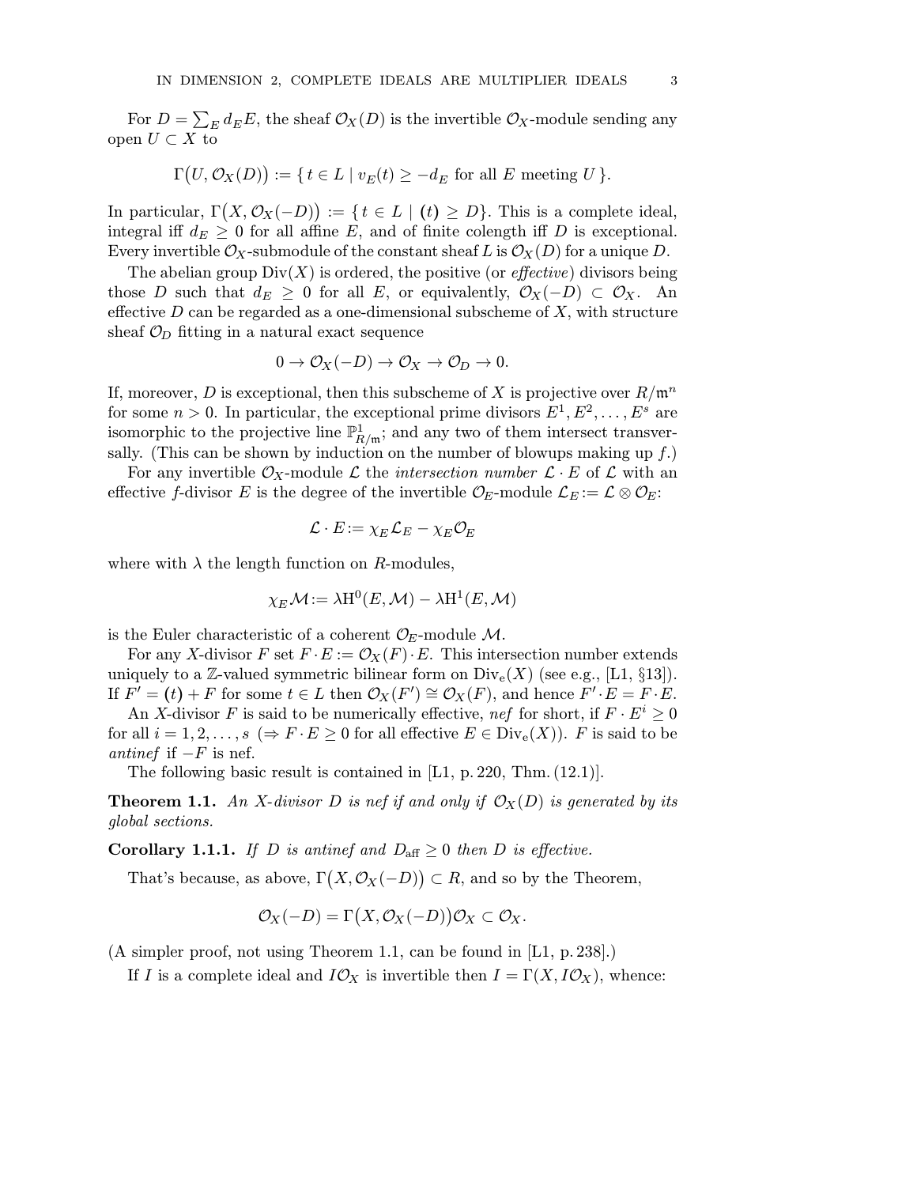For $D = \sum_E d_E E$, the sheaf $\mathcal{O}_X(D)$ is the invertible $\mathcal{O}_X$-module sending any open $U \subset X$ to

$$\Gamma\big(U, \mathcal{O}_X(D)\big) := \{\, t \in L \mid v_E(t) \geq -d_E \text{ for all } E \text{ meeting } U \,\}.$$

In particular, $\Gamma\big(X, \mathcal{O}_X(-D)\big) := \{t \in L \mid (t) \geq D\}$. This is a complete ideal, integral iff $d_E \geq 0$ for all affine $E$, and of finite colength iff $D$ is exceptional. Every invertible $\mathcal{O}_X$-submodule of the constant sheaf $L$ is $\mathcal{O}_X(D)$ for a unique $D$.

The abelian group $\mathrm{Div}(X)$ is ordered, the positive (or *effective*) divisors being those $D$ such that $d_E \geq 0$ for all $E$, or equivalently, $\mathcal{O}_X(-D) \subset \mathcal{O}_X$. An effective $D$ can be regarded as a one-dimensional subscheme of $X$, with structure sheaf $\mathcal{O}_D$ fitting in a natural exact sequence

$$0 \to \mathcal{O}_X(-D) \to \mathcal{O}_X \to \mathcal{O}_D \to 0.$$

If, moreover, $D$ is exceptional, then this subscheme of $X$ is projective over $R/\mathfrak{m}^n$ for some $n > 0$. In particular, the exceptional prime divisors $E^1, E^2, \dots, E^s$ are isomorphic to the projective line $\mathbb{P}^1_{R/\mathfrak{m}}$; and any two of them intersect transversally. (This can be shown by induction on the number of blowups making up $f$.)

For any invertible $\mathcal{O}_X$-module $\mathcal{L}$ the *intersection number* $\mathcal{L} \cdot E$ of $\mathcal{L}$ with an effective $f$-divisor $E$ is the degree of the invertible $\mathcal{O}_E$-module $\mathcal{L}_E := \mathcal{L} \otimes \mathcal{O}_E$:

$$\mathcal{L} \cdot E := \chi_E \mathcal{L}_E - \chi_E \mathcal{O}_E$$

where with $\lambda$ the length function on $R$-modules,

$$\chi_E \mathcal{M} := \lambda \mathrm{H}^0(E, \mathcal{M}) - \lambda \mathrm{H}^1(E, \mathcal{M})$$

is the Euler characteristic of a coherent $\mathcal{O}_E$-module $\mathcal{M}$.

For any $X$-divisor $F$ set $F \cdot E := \mathcal{O}_X(F) \cdot E$. This intersection number extends uniquely to a $\mathbb{Z}$-valued symmetric bilinear form on $\mathrm{Div}_{\mathrm{e}}(X)$ (see e.g., [L1, §13]). If $F' = (t) + F$ for some $t \in L$ then $\mathcal{O}_X(F') \cong \mathcal{O}_X(F)$, and hence $F' \cdot E = F \cdot E$.

An $X$-divisor $F$ is said to be numerically effective, *nef* for short, if $F \cdot E^i \geq 0$ for all $i = 1, 2, \dots, s$ ($\Rightarrow F \cdot E \geq 0$ for all effective $E \in \mathrm{Div}_{\mathrm{e}}(X)$). $F$ is said to be *antinef* if $-F$ is nef.

The following basic result is contained in [L1, p. 220, Thm. (12.1)].

**Theorem 1.1.** *An $X$-divisor $D$ is nef if and only if $\mathcal{O}_X(D)$ is generated by its global sections.*

**Corollary 1.1.1.** *If $D$ is antinef and $D_{\mathrm{aff}} \geq 0$ then $D$ is effective.*

That's because, as above, $\Gamma\big(X, \mathcal{O}_X(-D)\big) \subset R$, and so by the Theorem,

$$\mathcal{O}_X(-D) = \Gamma\big(X, \mathcal{O}_X(-D)\big)\mathcal{O}_X \subset \mathcal{O}_X.$$

(A simpler proof, not using Theorem 1.1, can be found in [L1, p. 238].)

If $I$ is a complete ideal and $I\mathcal{O}_X$ is invertible then $I = \Gamma(X, I\mathcal{O}_X)$, whence: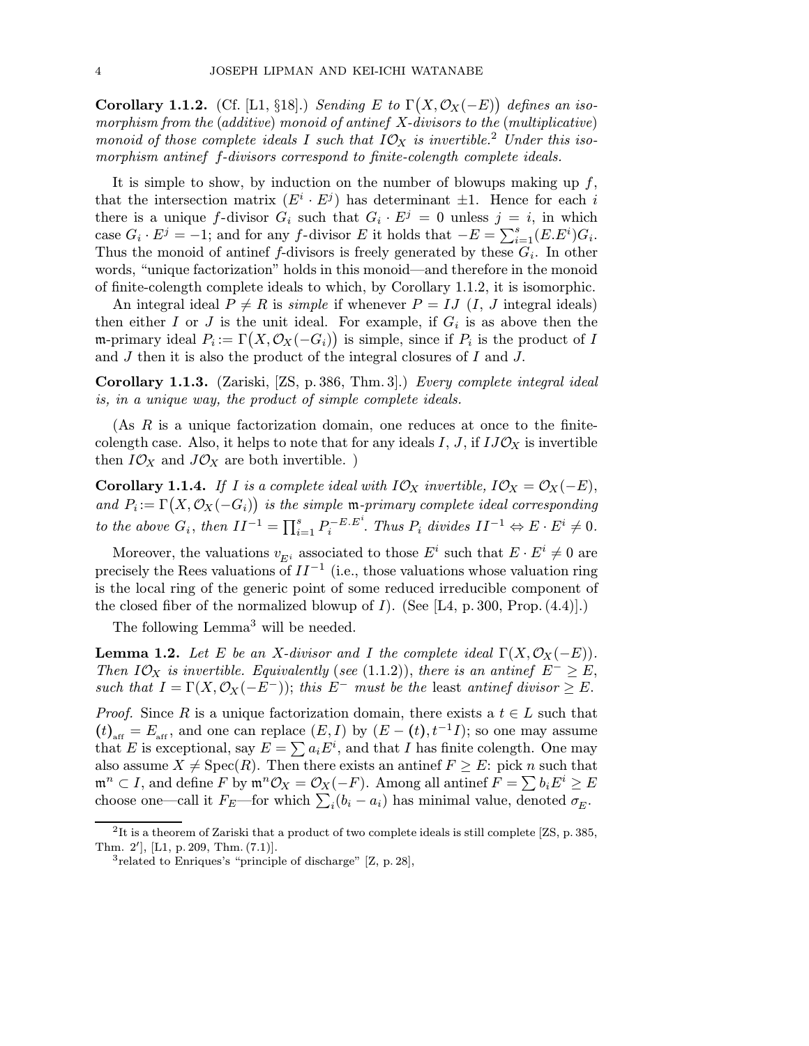**Corollary 1.1.2.** (Cf. [L1, §18].) *Sending $E$ to $\Gamma\big(X, \mathcal{O}_X(-E)\big)$ defines an isomorphism from the* (*additive*) *monoid of antinef $X$-divisors to the* (*multiplicative*) *monoid of those complete ideals $I$ such that $I\mathcal{O}_X$ is invertible.*[2] *Under this isomorphism antinef $f$-divisors correspond to finite-colength complete ideals.*

It is simple to show, by induction on the number of blowups making up $f$, that the intersection matrix $(E^i \cdot E^j)$ has determinant $\pm 1$. Hence for each $i$ there is a unique $f$-divisor $G_i$ such that $G_i \cdot E^j = 0$ unless $j = i$, in which case $G_i \cdot E^j = -1$; and for any $f$-divisor $E$ it holds that $-E = \sum_{i=1}^{s}(E.E^i)G_i$. Thus the monoid of antinef $f$-divisors is freely generated by these $G_i$. In other words, "unique factorization" holds in this monoid—and therefore in the monoid of finite-colength complete ideals to which, by Corollary 1.1.2, it is isomorphic.

An integral ideal $P \neq R$ is *simple* if whenever $P = IJ$ ($I$, $J$ integral ideals) then either $I$ or $J$ is the unit ideal. For example, if $G_i$ is as above then the $\mathfrak{m}$-primary ideal $P_i := \Gamma\big(X, \mathcal{O}_X(-G_i)\big)$ is simple, since if $P_i$ is the product of $I$ and $J$ then it is also the product of the integral closures of $I$ and $J$.

**Corollary 1.1.3.** (Zariski, [ZS, p. 386, Thm. 3].) *Every complete integral ideal is, in a unique way, the product of simple complete ideals.*

(As $R$ is a unique factorization domain, one reduces at once to the finite-colength case. Also, it helps to note that for any ideals $I$, $J$, if $IJ\mathcal{O}_X$ is invertible then $I\mathcal{O}_X$ and $J\mathcal{O}_X$ are both invertible. )

**Corollary 1.1.4.** *If $I$ is a complete ideal with $I\mathcal{O}_X$ invertible, $I\mathcal{O}_X = \mathcal{O}_X(-E)$, and $P_i := \Gamma\big(X, \mathcal{O}_X(-G_i)\big)$ is the simple $\mathfrak{m}$-primary complete ideal corresponding to the above $G_i$, then $II^{-1} = \prod_{i=1}^{s} P_i^{-E.E^i}$. Thus $P_i$ divides $II^{-1} \Leftrightarrow E \cdot E^i \neq 0$.*

Moreover, the valuations $v_{E^i}$ associated to those $E^i$ such that $E \cdot E^i \neq 0$ are precisely the Rees valuations of $II^{-1}$ (i.e., those valuations whose valuation ring is the local ring of the generic point of some reduced irreducible component of the closed fiber of the normalized blowup of $I$). (See [L4, p. 300, Prop. (4.4)].)

The following Lemma[3] will be needed.

**Lemma 1.2.** *Let $E$ be an $X$-divisor and $I$ the complete ideal $\Gamma(X, \mathcal{O}_X(-E))$. Then $I\mathcal{O}_X$ is invertible. Equivalently* (*see* (1.1.2)), *there is an antinef $E^- \geq E$, such that $I = \Gamma(X, \mathcal{O}_X(-E^-))$; this $E^-$ must be the* least *antinef divisor $\geq E$.*

*Proof.* Since $R$ is a unique factorization domain, there exists a $t \in L$ such that $(t)_{\text{aff}} = E_{\text{aff}}$, and one can replace $(E, I)$ by $(E - (t), t^{-1}I)$; so one may assume that $E$ is exceptional, say $E = \sum a_i E^i$, and that $I$ has finite colength. One may also assume $X \neq \operatorname{Spec}(R)$. Then there exists an antinef $F \geq E$: pick $n$ such that $\mathfrak{m}^n \subset I$, and define $F$ by $\mathfrak{m}^n\mathcal{O}_X = \mathcal{O}_X(-F)$. Among all antinef $F = \sum b_i E^i \geq E$ choose one—call it $F_E$—for which $\sum_i (b_i - a_i)$ has minimal value, denoted $\sigma_E$.

---

[2] It is a theorem of Zariski that a product of two complete ideals is still complete [ZS, p. 385, Thm. 2′], [L1, p. 209, Thm. (7.1)].

[3] related to Enriques's "principle of discharge" [Z, p. 28],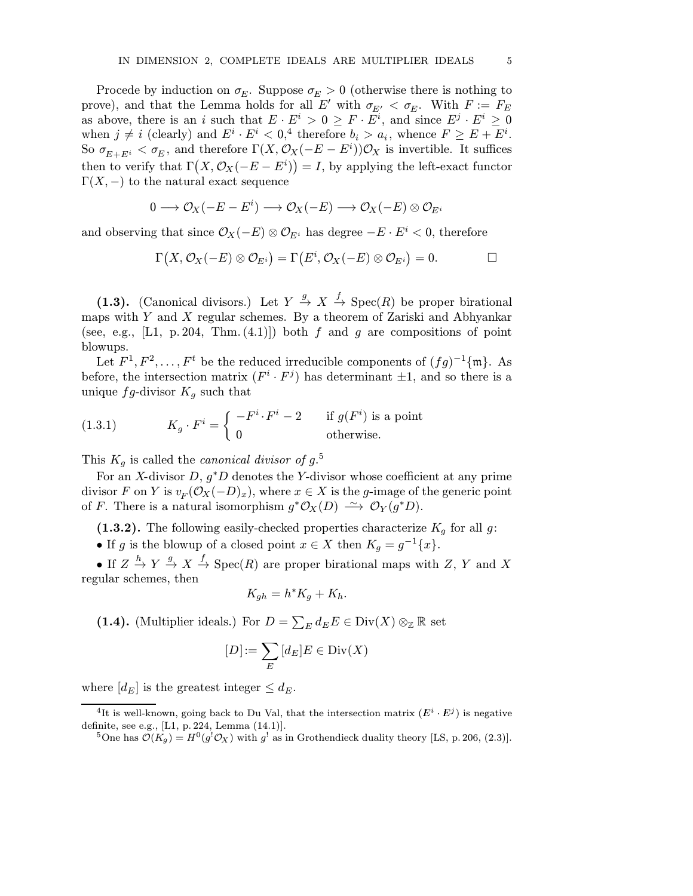Procede by induction on $\sigma_E$. Suppose $\sigma_E > 0$ (otherwise there is nothing to prove), and that the Lemma holds for all $E'$ with $\sigma_{E'} < \sigma_E$. With $F := F_E$ as above, there is an $i$ such that $E \cdot E^i > 0 \geq F \cdot E^i$, and since $E^j \cdot E^i \geq 0$ when $j \neq i$ (clearly) and $E^i \cdot E^i < 0$,[4] therefore $b_i > a_i$, whence $F \geq E + E^i$. So $\sigma_{E+E^i} < \sigma_E$, and therefore $\Gamma(X, \mathcal{O}_X(-E-E^i))\mathcal{O}_X$ is invertible. It suffices then to verify that $\Gamma\big(X, \mathcal{O}_X(-E-E^i)\big) = I$, by applying the left-exact functor $\Gamma(X, -)$ to the natural exact sequence

$$0 \longrightarrow \mathcal{O}_X(-E-E^i) \longrightarrow \mathcal{O}_X(-E) \longrightarrow \mathcal{O}_X(-E) \otimes \mathcal{O}_{E^i}$$

and observing that since $\mathcal{O}_X(-E) \otimes \mathcal{O}_{E^i}$ has degree $-E \cdot E^i < 0$, therefore

$$\Gamma\big(X, \mathcal{O}_X(-E) \otimes \mathcal{O}_{E^i}\big) = \Gamma\big(E^i, \mathcal{O}_X(-E) \otimes \mathcal{O}_{E^i}\big) = 0. \qquad \square$$

**(1.3).** (Canonical divisors.) Let $Y \xrightarrow{g} X \xrightarrow{f} \operatorname{Spec}(R)$ be proper birational maps with $Y$ and $X$ regular schemes. By a theorem of Zariski and Abhyankar (see, e.g., [L1, p. 204, Thm. (4.1)]) both $f$ and $g$ are compositions of point blowups.

Let $F^1, F^2, \dots, F^t$ be the reduced irreducible components of $(fg)^{-1}\{\mathfrak{m}\}$. As before, the intersection matrix $(F^i \cdot F^j)$ has determinant $\pm 1$, and so there is a unique $fg$-divisor $K_g$ such that

$$K_g \cdot F^i = \begin{cases} -F^i \cdot F^i - 2 & \text{if } g(F^i) \text{ is a point} \\ 0 & \text{otherwise.} \end{cases} \tag{1.3.1}$$

This $K_g$ is called the *canonical divisor of* $g$.[5]

For an $X$-divisor $D$, $g^*D$ denotes the $Y$-divisor whose coefficient at any prime divisor $F$ on $Y$ is $v_F(\mathcal{O}_X(-D)_x)$, where $x \in X$ is the $g$-image of the generic point of $F$. There is a natural isomorphism $g^*\mathcal{O}_X(D) \xrightarrow{\sim} \mathcal{O}_Y(g^*D)$.

**(1.3.2).** The following easily-checked properties characterize $K_g$ for all $g$:

- If $g$ is the blowup of a closed point $x \in X$ then $K_g = g^{-1}\{x\}$.
- If $Z \xrightarrow{h} Y \xrightarrow{g} X \xrightarrow{f} \operatorname{Spec}(R)$ are proper birational maps with $Z$, $Y$ and $X$ regular schemes, then

$$K_{gh} = h^*K_g + K_h.$$

**(1.4).** (Multiplier ideals.) For $D = \sum_E d_E E \in \operatorname{Div}(X) \otimes_{\mathbb{Z}} \mathbb{R}$ set

$$[D] := \sum_E [d_E]E \in \operatorname{Div}(X)$$

where $[d_E]$ is the greatest integer $\leq d_E$.

---

[4] It is well-known, going back to Du Val, that the intersection matrix $(\boldsymbol{E}^i \cdot \boldsymbol{E}^j)$ is negative definite, see e.g., [L1, p. 224, Lemma (14.1)].

[5] One has $\mathcal{O}(K_g) = H^0(g^!\mathcal{O}_X)$ with $g^!$ as in Grothendieck duality theory [LS, p. 206, (2.3)].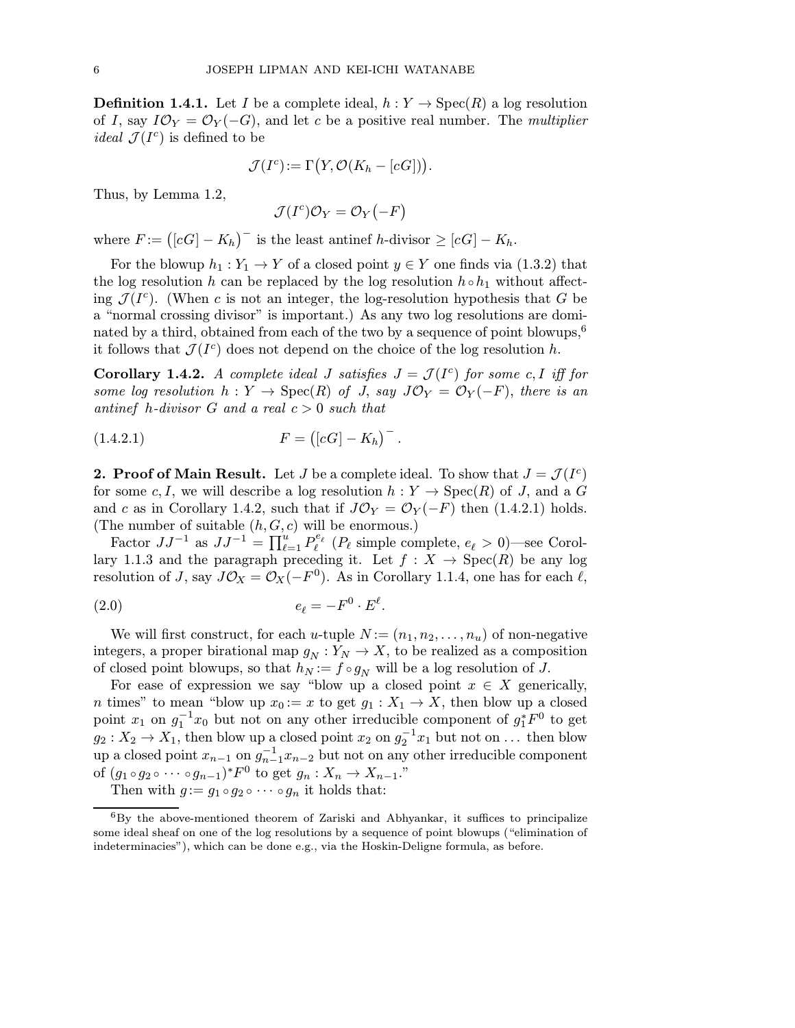**Definition 1.4.1.** Let $I$ be a complete ideal, $h: Y \to \operatorname{Spec}(R)$ a log resolution of $I$, say $I\mathcal{O}_Y = \mathcal{O}_Y(-G)$, and let $c$ be a positive real number. The *multiplier ideal* $\mathcal{J}(I^c)$ is defined to be

$$\mathcal{J}(I^c) := \Gamma\big(Y, \mathcal{O}(K_h - [cG])\big).$$

Thus, by Lemma 1.2,

$$\mathcal{J}(I^c)\mathcal{O}_Y = \mathcal{O}_Y\big(-F\big)$$

where $F := \big([cG] - K_h\big)^{-}$ is the least antinef $h$-divisor $\geq [cG] - K_h$.

For the blowup $h_1 : Y_1 \to Y$ of a closed point $y \in Y$ one finds via (1.3.2) that the log resolution $h$ can be replaced by the log resolution $h \circ h_1$ without affecting $\mathcal{J}(I^c)$. (When $c$ is not an integer, the log-resolution hypothesis that $G$ be a "normal crossing divisor" is important.) As any two log resolutions are dominated by a third, obtained from each of the two by a sequence of point blowups,[6] it follows that $\mathcal{J}(I^c)$ does not depend on the choice of the log resolution $h$.

**Corollary 1.4.2.** *A complete ideal $J$ satisfies $J = \mathcal{J}(I^c)$ for some $c, I$ iff for some log resolution $h: Y \to \operatorname{Spec}(R)$ of $J$, say $J\mathcal{O}_Y = \mathcal{O}_Y(-F)$, there is an antinef $h$-divisor $G$ and a real $c > 0$ such that*

$$F = \big([cG] - K_h\big)^{-}. \tag{1.4.2.1}$$

**2. Proof of Main Result.** Let $J$ be a complete ideal. To show that $J = \mathcal{J}(I^c)$ for some $c, I$, we will describe a log resolution $h: Y \to \operatorname{Spec}(R)$ of $J$, and a $G$ and $c$ as in Corollary 1.4.2, such that if $J\mathcal{O}_Y = \mathcal{O}_Y(-F)$ then (1.4.2.1) holds. (The number of suitable $(h, G, c)$ will be enormous.)

Factor $JJ^{-1}$ as $JJ^{-1} = \prod_{\ell=1}^{u} P_\ell^{e_\ell}$ ($P_\ell$ simple complete, $e_\ell > 0$)—see Corollary 1.1.3 and the paragraph preceding it. Let $f: X \to \operatorname{Spec}(R)$ be any log resolution of $J$, say $J\mathcal{O}_X = \mathcal{O}_X(-F^0)$. As in Corollary 1.1.4, one has for each $\ell$,

$$e_\ell = -F^0 \cdot E^\ell. \tag{2.0}$$

We will first construct, for each $u$-tuple $N := (n_1, n_2, \dots, n_u)$ of non-negative integers, a proper birational map $g_N : Y_N \to X$, to be realized as a composition of closed point blowups, so that $h_N := f \circ g_N$ will be a log resolution of $J$.

For ease of expression we say "blow up a closed point $x \in X$ generically, $n$ times" to mean "blow up $x_0 := x$ to get $g_1 : X_1 \to X$, then blow up a closed point $x_1$ on $g_1^{-1}x_0$ but not on any other irreducible component of $g_1^*F^0$ to get $g_2 : X_2 \to X_1$, then blow up a closed point $x_2$ on $g_2^{-1}x_1$ but not on ... then blow up a closed point $x_{n-1}$ on $g_{n-1}^{-1}x_{n-2}$ but not on any other irreducible component of $(g_1 \circ g_2 \circ \cdots \circ g_{n-1})^*F^0$ to get $g_n : X_n \to X_{n-1}$."

Then with $g := g_1 \circ g_2 \circ \cdots \circ g_n$ it holds that:

[6] By the above-mentioned theorem of Zariski and Abhyankar, it suffices to principalize some ideal sheaf on one of the log resolutions by a sequence of point blowups ("elimination of indeterminacies"), which can be done e.g., via the Hoskin-Deligne formula, as before.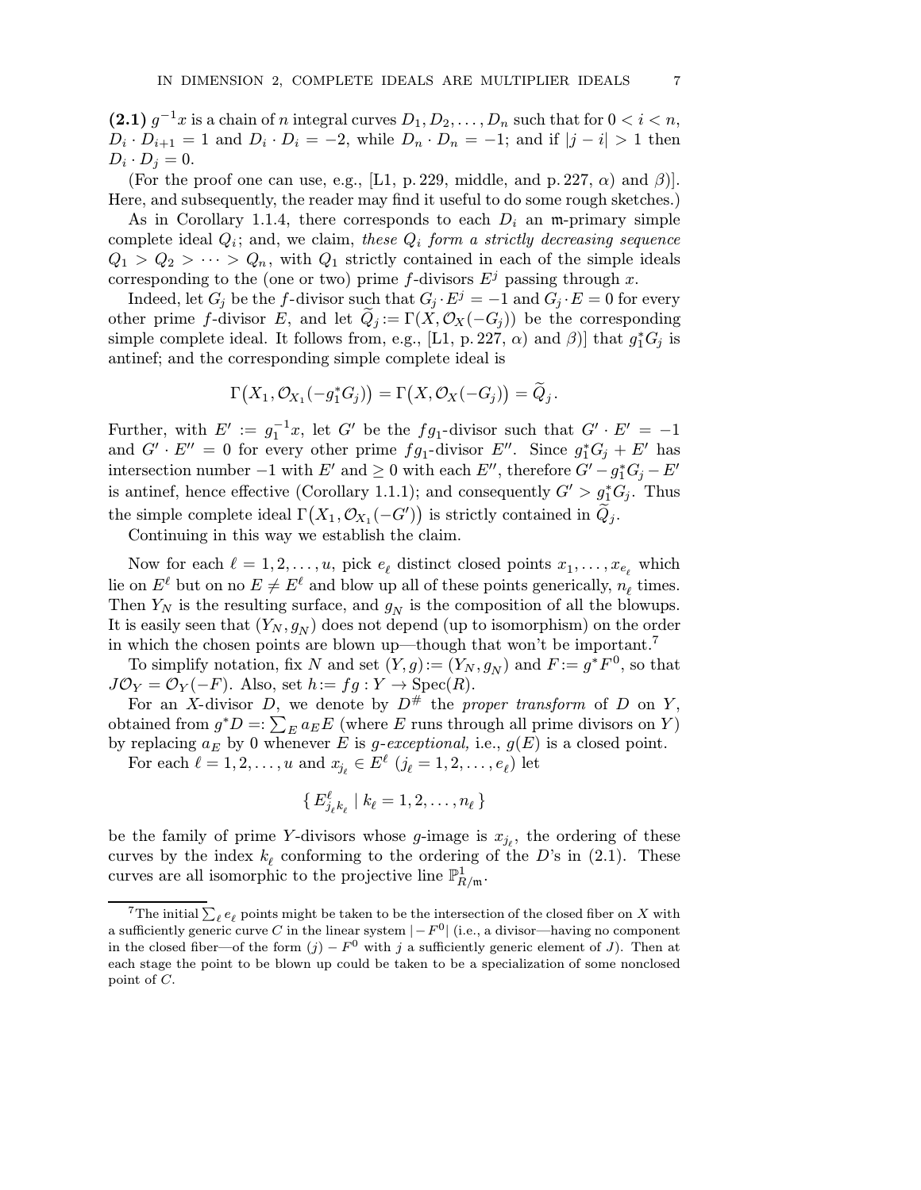**(2.1)** $g^{-1}x$ is a chain of $n$ integral curves $D_1, D_2, \dots, D_n$ such that for $0 < i < n$, $D_i \cdot D_{i+1} = 1$ and $D_i \cdot D_i = -2$, while $D_n \cdot D_n = -1$; and if $|j - i| > 1$ then $D_i \cdot D_j = 0$.

(For the proof one can use, e.g., [L1, p. 229, middle, and p. 227, $\alpha$) and $\beta$)]. Here, and subsequently, the reader may find it useful to do some rough sketches.)

As in Corollary 1.1.4, there corresponds to each $D_i$ an $\mathfrak{m}$-primary simple complete ideal $Q_i$; and, we claim, *these $Q_i$ form a strictly decreasing sequence $Q_1 > Q_2 > \cdots > Q_n$, with $Q_1$ strictly contained in each of the simple ideals corresponding to the (one or two) prime $f$-divisors $E^j$ passing through $x$.*

Indeed, let $G_j$ be the $f$-divisor such that $G_j \cdot E^j = -1$ and $G_j \cdot E = 0$ for every other prime $f$-divisor $E$, and let $\widetilde{Q}_j := \Gamma(X, \mathcal{O}_X(-G_j))$ be the corresponding simple complete ideal. It follows from, e.g., [L1, p. 227, $\alpha$) and $\beta$)] that $g_1^*G_j$ is antinef; and the corresponding simple complete ideal is

$$\Gamma\big(X_1, \mathcal{O}_{X_1}(-g_1^*G_j)\big) = \Gamma\big(X, \mathcal{O}_X(-G_j)\big) = \widetilde{Q}_j.$$

Further, with $E' := g_1^{-1}x$, let $G'$ be the $fg_1$-divisor such that $G' \cdot E' = -1$ and $G' \cdot E'' = 0$ for every other prime $fg_1$-divisor $E''$. Since $g_1^*G_j + E'$ has intersection number $-1$ with $E'$ and $\geq 0$ with each $E''$, therefore $G' - g_1^*G_j - E'$ is antinef, hence effective (Corollary 1.1.1); and consequently $G' > g_1^*G_j$. Thus the simple complete ideal $\Gamma\big(X_1, \mathcal{O}_{X_1}(-G')\big)$ is strictly contained in $\widetilde{Q}_j$.

Continuing in this way we establish the claim.

Now for each $\ell = 1, 2, \dots, u$, pick $e_\ell$ distinct closed points $x_1, \dots, x_{e_\ell}$ which lie on $E^\ell$ but on no $E \neq E^\ell$ and blow up all of these points generically, $n_\ell$ times. Then $Y_N$ is the resulting surface, and $g_N$ is the composition of all the blowups. It is easily seen that $(Y_N, g_N)$ does not depend (up to isomorphism) on the order in which the chosen points are blown up—though that won't be important.[7]

To simplify notation, fix $N$ and set $(Y, g) := (Y_N, g_N)$ and $F := g^*F^0$, so that $J\mathcal{O}_Y = \mathcal{O}_Y(-F)$. Also, set $h := fg : Y \to \operatorname{Spec}(R)$.

For an $X$-divisor $D$, we denote by $D^\#$ the *proper transform* of $D$ on $Y$, obtained from $g^*D =: \sum_E a_E E$ (where $E$ runs through all prime divisors on $Y$) by replacing $a_E$ by 0 whenever $E$ is *$g$-exceptional,* i.e., $g(E)$ is a closed point.

For each $\ell = 1, 2, \dots, u$ and $x_{j_\ell} \in E^\ell$ ($j_\ell = 1, 2, \dots, e_\ell$) let

$$\{\, E^\ell_{j_\ell k_\ell} \mid k_\ell = 1, 2, \dots, n_\ell \,\}$$

be the family of prime $Y$-divisors whose $g$-image is $x_{j_\ell}$, the ordering of these curves by the index $k_\ell$ conforming to the ordering of the $D$'s in (2.1). These curves are all isomorphic to the projective line $\mathbb{P}^1_{R/\mathfrak{m}}$.

---

[7] The initial $\sum_\ell e_\ell$ points might be taken to be the intersection of the closed fiber on $X$ with a sufficiently generic curve $C$ in the linear system $|-F^0|$ (i.e., a divisor—having no component in the closed fiber—of the form $(j) - F^0$ with $j$ a sufficiently generic element of $J$). Then at each stage the point to be blown up could be taken to be a specialization of some nonclosed point of $C$.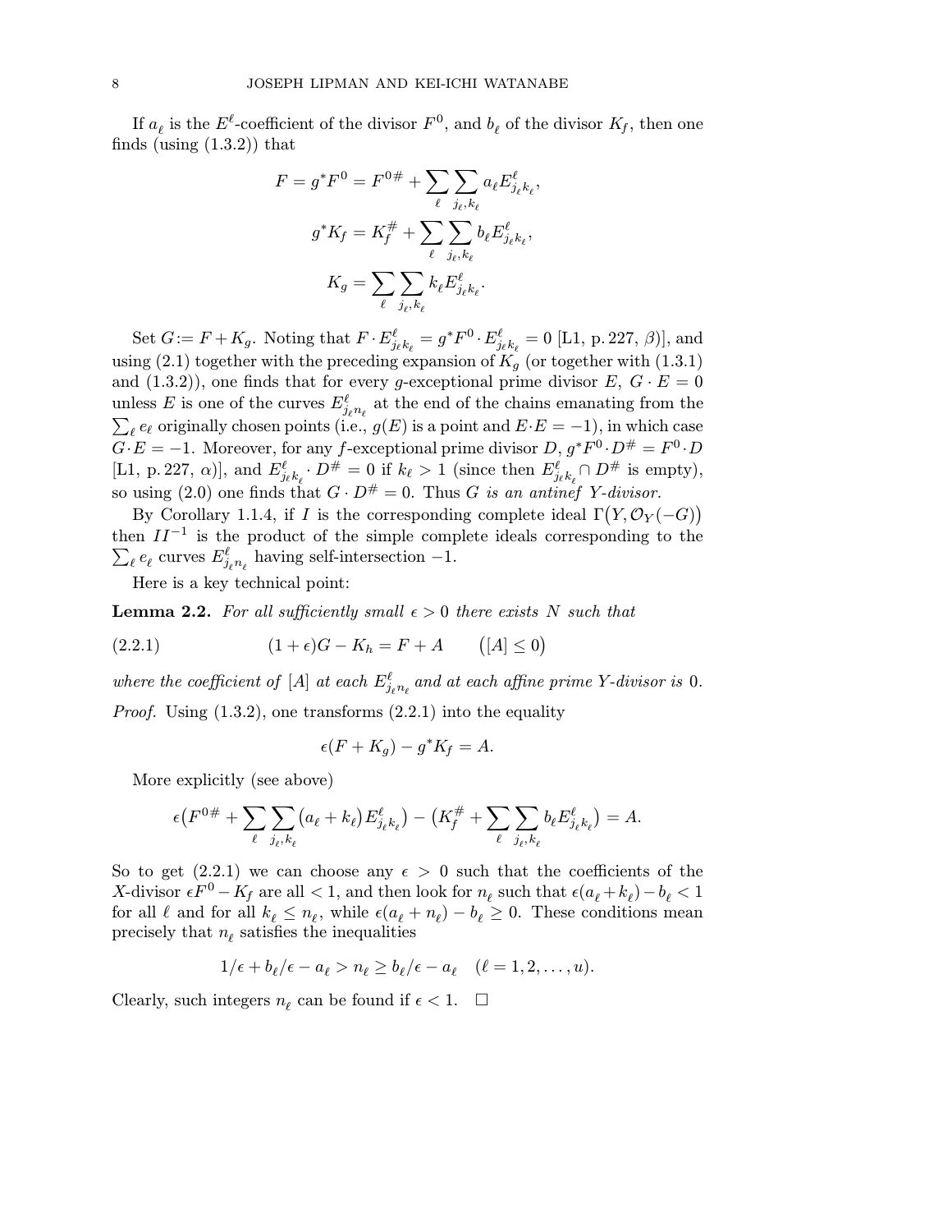If $a_\ell$ is the $E^\ell$-coefficient of the divisor $F^0$, and $b_\ell$ of the divisor $K_f$, then one finds (using (1.3.2)) that

$$F = g^*F^0 = F^{0\#} + \sum_\ell \sum_{j_\ell, k_\ell} a_\ell E^\ell_{j_\ell k_\ell},$$

$$g^*K_f = K_f^\# + \sum_\ell \sum_{j_\ell, k_\ell} b_\ell E^\ell_{j_\ell k_\ell},$$

$$K_g = \sum_\ell \sum_{j_\ell, k_\ell} k_\ell E^\ell_{j_\ell k_\ell}.$$

Set $G := F + K_g$. Noting that $F \cdot E^\ell_{j_\ell k_\ell} = g^*F^0 \cdot E^\ell_{j_\ell k_\ell} = 0$ [L1, p. 227, $\beta$)], and using (2.1) together with the preceding expansion of $K_g$ (or together with (1.3.1) and (1.3.2)), one finds that for every $g$-exceptional prime divisor $E$, $G \cdot E = 0$ unless $E$ is one of the curves $E^\ell_{j_\ell n_\ell}$ at the end of the chains emanating from the $\sum_\ell e_\ell$ originally chosen points (i.e., $g(E)$ is a point and $E \cdot E = -1$), in which case $G \cdot E = -1$. Moreover, for any $f$-exceptional prime divisor $D$, $g^*F^0 \cdot D^\# = F^0 \cdot D$ [L1, p. 227, $\alpha$)], and $E^\ell_{j_\ell k_\ell} \cdot D^\# = 0$ if $k_\ell > 1$ (since then $E^\ell_{j_\ell k_\ell} \cap D^\#$ is empty), so using (2.0) one finds that $G \cdot D^\# = 0$. Thus *$G$ is an antinef $Y$-divisor.*

By Corollary 1.1.4, if $I$ is the corresponding complete ideal $\Gamma\big(Y, \mathcal{O}_Y(-G)\big)$ then $II^{-1}$ is the product of the simple complete ideals corresponding to the $\sum_\ell e_\ell$ curves $E^\ell_{j_\ell n_\ell}$ having self-intersection $-1$.

Here is a key technical point:

**Lemma 2.2.** *For all sufficiently small $\epsilon > 0$ there exists $N$ such that*

$$(1+\epsilon)G - K_h = F + A \qquad \big([A] \le 0\big) \tag{2.2.1}$$

*where the coefficient of $[A]$ at each $E^\ell_{j_\ell n_\ell}$ and at each affine prime $Y$-divisor is* 0.

*Proof.* Using (1.3.2), one transforms (2.2.1) into the equality

$$\epsilon(F + K_g) - g^*K_f = A.$$

More explicitly (see above)

$$\epsilon\big(F^{0\#} + \sum_\ell \sum_{j_\ell, k_\ell} (a_\ell + k_\ell) E^\ell_{j_\ell k_\ell}\big) - \big(K_f^\# + \sum_\ell \sum_{j_\ell, k_\ell} b_\ell E^\ell_{j_\ell k_\ell}\big) = A.$$

So to get (2.2.1) we can choose any $\epsilon > 0$ such that the coefficients of the $X$-divisor $\epsilon F^0 - K_f$ are all $< 1$, and then look for $n_\ell$ such that $\epsilon(a_\ell + k_\ell) - b_\ell < 1$ for all $\ell$ and for all $k_\ell \le n_\ell$, while $\epsilon(a_\ell + n_\ell) - b_\ell \ge 0$. These conditions mean precisely that $n_\ell$ satisfies the inequalities

$$1/\epsilon + b_\ell/\epsilon - a_\ell > n_\ell \ge b_\ell/\epsilon - a_\ell \quad (\ell = 1, 2, \ldots, u).$$

Clearly, such integers $n_\ell$ can be found if $\epsilon < 1$. $\square$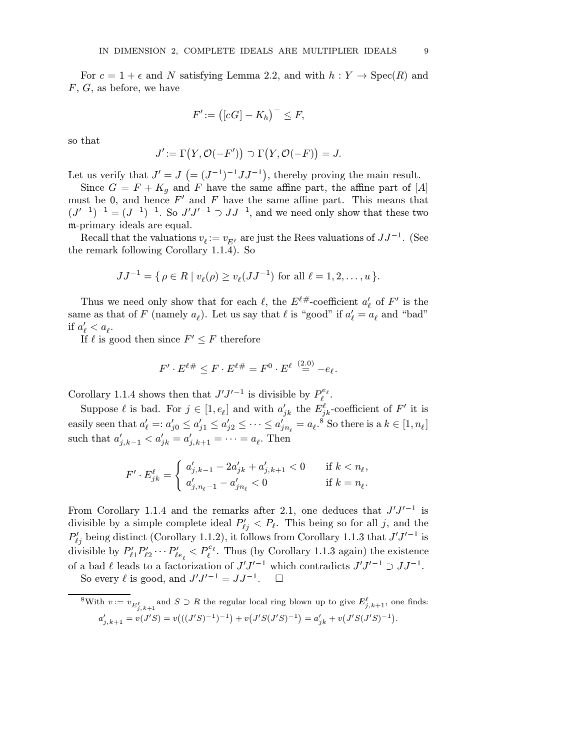For $c = 1 + \epsilon$ and $N$ satisfying Lemma 2.2, and with $h : Y \to \mathrm{Spec}(R)$ and $F$, $G$, as before, we have

$$F' := \big([cG] - K_h\big)^- \le F,$$

so that

$$J' := \Gamma\big(Y, \mathcal{O}(-F')\big) \supset \Gamma\big(Y, \mathcal{O}(-F)\big) = J.$$

Let us verify that $J' = J$ $\big(= (J^{-1})^{-1}JJ^{-1}\big)$, thereby proving the main result.

Since $G = F + K_g$ and $F$ have the same affine part, the affine part of $[A]$ must be 0, and hence $F'$ and $F$ have the same affine part. This means that $(J'^{-1})^{-1} = (J^{-1})^{-1}$. So $J'J'^{-1} \supset JJ^{-1}$, and we need only show that these two $\mathfrak{m}$-primary ideals are equal.

Recall that the valuations $v_\ell := v_{E^\ell}$ are just the Rees valuations of $JJ^{-1}$. (See the remark following Corollary 1.1.4). So

$$JJ^{-1} = \{\, \rho \in R \mid v_\ell(\rho) \ge v_\ell(JJ^{-1}) \text{ for all } \ell = 1, 2, \dots, u \,\}.$$

Thus we need only show that for each $\ell$, the $E^{\ell\#}$-coefficient $a'_\ell$ of $F'$ is the same as that of $F$ (namely $a_\ell$). Let us say that $\ell$ is "good" if $a'_\ell = a_\ell$ and "bad" if $a'_\ell < a_\ell$.

If $\ell$ is good then since $F' \le F$ therefore

$$F' \cdot E^{\ell\#} \le F \cdot E^{\ell\#} = F^0 \cdot E^\ell \overset{(2.0)}{=} -e_\ell.$$

Corollary 1.1.4 shows then that $J'J'^{-1}$ is divisible by $P_\ell^{e_\ell}$.

Suppose $\ell$ is bad. For $j \in [1, e_\ell]$ and with $a'_{jk}$ the $E^\ell_{jk}$-coefficient of $F'$ it is easily seen that $a'_\ell =: a'_{j0} \le a'_{j1} \le a'_{j2} \le \dots \le a'_{jn_\ell} = a_\ell$.[8] So there is a $k \in [1, n_\ell]$ such that $a'_{j,k-1} < a'_{jk} = a'_{j,k+1} = \dots = a_\ell$. Then

$$F' \cdot E^\ell_{jk} = \begin{cases} a'_{j,k-1} - 2a'_{jk} + a'_{j,k+1} < 0 & \text{if } k < n_\ell, \\ a'_{j,n_\ell - 1} - a'_{jn_\ell} < 0 & \text{if } k = n_\ell. \end{cases}$$

From Corollary 1.1.4 and the remarks after 2.1, one deduces that $J'J'^{-1}$ is divisible by a simple complete ideal $P'_{\ell j} < P_\ell$. This being so for all $j$, and the $P'_{\ell j}$ being distinct (Corollary 1.1.2), it follows from Corollary 1.1.3 that $J'J'^{-1}$ is divisible by $P'_{\ell 1}P'_{\ell 2}\cdots P'_{\ell e_\ell} < P_\ell^{e_\ell}$. Thus (by Corollary 1.1.3 again) the existence of a bad $\ell$ leads to a factorization of $J'J'^{-1}$ which contradicts $J'J'^{-1} \supset JJ^{-1}$.

So every $\ell$ is good, and $J'J'^{-1} = JJ^{-1}$. $\square$

---

[8] With $v := v_{E^\ell_{j,k+1}}$ and $S \supset R$ the regular local ring blown up to give $\boldsymbol{E}^\ell_{j,k+1}$, one finds:
$$a'_{j,k+1} = v(J'S) = v\big(((J'S)^{-1})^{-1}\big) + v\big(J'S(J'S)^{-1}\big) = a'_{jk} + v\big(J'S(J'S)^{-1}\big).$$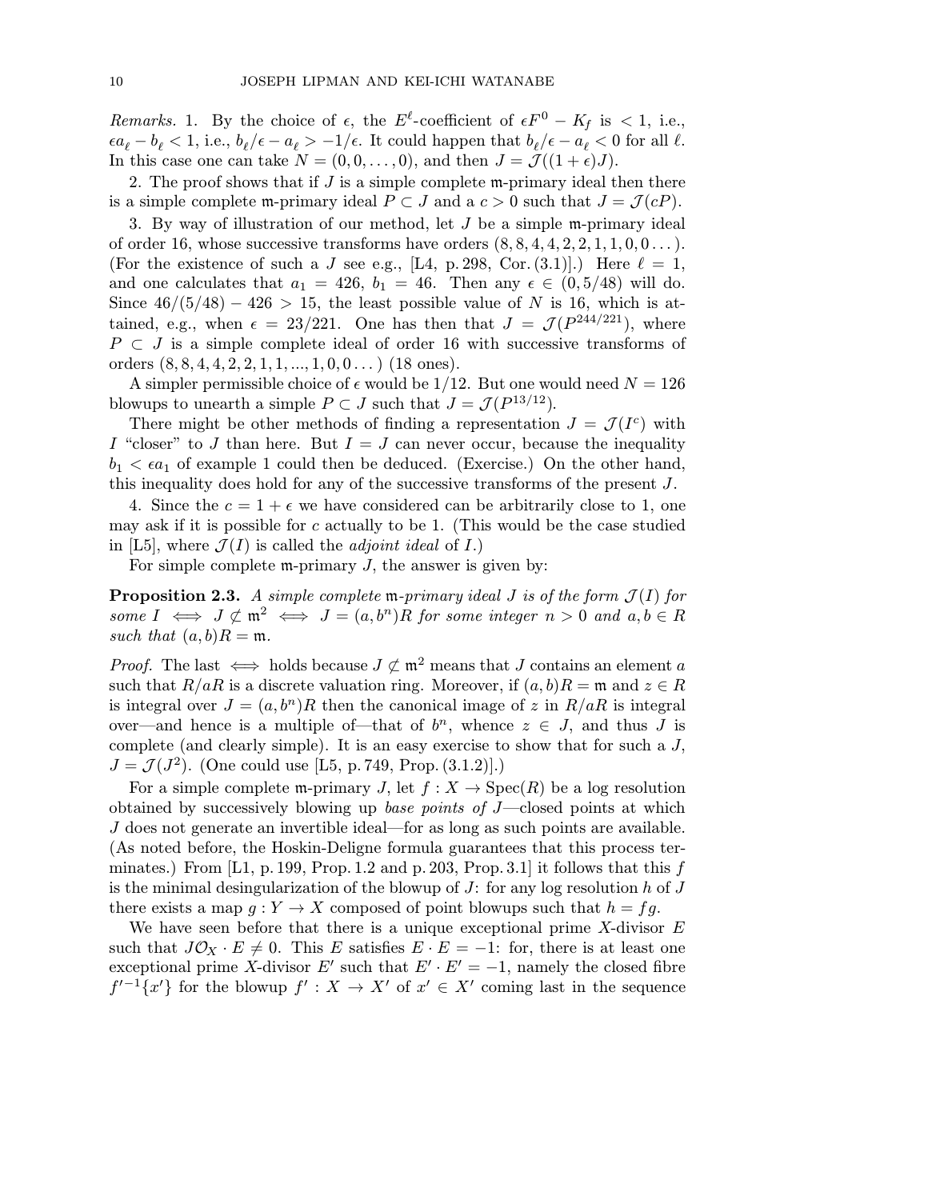*Remarks.* 1. By the choice of $\epsilon$, the $E^\ell$-coefficient of $\epsilon F^0 - K_f$ is $< 1$, i.e., $\epsilon a_\ell - b_\ell < 1$, i.e., $b_\ell/\epsilon - a_\ell > -1/\epsilon$. It could happen that $b_\ell/\epsilon - a_\ell < 0$ for all $\ell$. In this case one can take $N = (0, 0, \dots, 0)$, and then $J = \mathcal{J}((1+\epsilon)J)$.

2. The proof shows that if $J$ is a simple complete $\mathfrak{m}$-primary ideal then there is a simple complete $\mathfrak{m}$-primary ideal $P \subset J$ and a $c > 0$ such that $J = \mathcal{J}(cP)$.

3. By way of illustration of our method, let $J$ be a simple $\mathfrak{m}$-primary ideal of order 16, whose successive transforms have orders $(8, 8, 4, 4, 2, 2, 1, 1, 0, 0 \dots)$. (For the existence of such a $J$ see e.g., [L4, p. 298, Cor. (3.1)].) Here $\ell = 1$, and one calculates that $a_1 = 426$, $b_1 = 46$. Then any $\epsilon \in (0, 5/48)$ will do. Since $46/(5/48) - 426 > 15$, the least possible value of $N$ is 16, which is attained, e.g., when $\epsilon = 23/221$. One has then that $J = \mathcal{J}(P^{244/221})$, where $P \subset J$ is a simple complete ideal of order 16 with successive transforms of orders $(8, 8, 4, 4, 2, 2, 1, 1, ..., 1, 0, 0 \dots)$ (18 ones).

A simpler permissible choice of $\epsilon$ would be $1/12$. But one would need $N = 126$ blowups to unearth a simple $P \subset J$ such that $J = \mathcal{J}(P^{13/12})$.

There might be other methods of finding a representation $J = \mathcal{J}(I^c)$ with $I$ "closer" to $J$ than here. But $I = J$ can never occur, because the inequality $b_1 < \epsilon a_1$ of example 1 could then be deduced. (Exercise.) On the other hand, this inequality does hold for any of the successive transforms of the present $J$.

4. Since the $c = 1 + \epsilon$ we have considered can be arbitrarily close to 1, one may ask if it is possible for $c$ actually to be 1. (This would be the case studied in [L5], where $\mathcal{J}(I)$ is called the *adjoint ideal* of $I$.)

For simple complete $\mathfrak{m}$-primary $J$, the answer is given by:

**Proposition 2.3.** *A simple complete* $\mathfrak{m}$*-primary ideal* $J$ *is of the form* $\mathcal{J}(I)$ *for some* $I \iff J \not\subset \mathfrak{m}^2 \iff J = (a, b^n)R$ *for some integer* $n > 0$ *and* $a, b \in R$ *such that* $(a, b)R = \mathfrak{m}$.

*Proof.* The last $\iff$ holds because $J \not\subset \mathfrak{m}^2$ means that $J$ contains an element $a$ such that $R/aR$ is a discrete valuation ring. Moreover, if $(a, b)R = \mathfrak{m}$ and $z \in R$ is integral over $J = (a, b^n)R$ then the canonical image of $z$ in $R/aR$ is integral over—and hence is a multiple of—that of $b^n$, whence $z \in J$, and thus $J$ is complete (and clearly simple). It is an easy exercise to show that for such a $J$, $J = \mathcal{J}(J^2)$. (One could use [L5, p. 749, Prop. (3.1.2)].)

For a simple complete $\mathfrak{m}$-primary $J$, let $f : X \to \operatorname{Spec}(R)$ be a log resolution obtained by successively blowing up *base points of* $J$—closed points at which $J$ does not generate an invertible ideal—for as long as such points are available. (As noted before, the Hoskin-Deligne formula guarantees that this process terminates.) From [L1, p. 199, Prop. 1.2 and p. 203, Prop. 3.1] it follows that this $f$ is the minimal desingularization of the blowup of $J$: for any log resolution $h$ of $J$ there exists a map $g : Y \to X$ composed of point blowups such that $h = fg$.

We have seen before that there is a unique exceptional prime $X$-divisor $E$ such that $J\mathcal{O}_X \cdot E \neq 0$. This $E$ satisfies $E \cdot E = -1$: for, there is at least one exceptional prime $X$-divisor $E'$ such that $E' \cdot E' = -1$, namely the closed fibre $f'^{-1}\{x'\}$ for the blowup $f' : X \to X'$ of $x' \in X'$ coming last in the sequence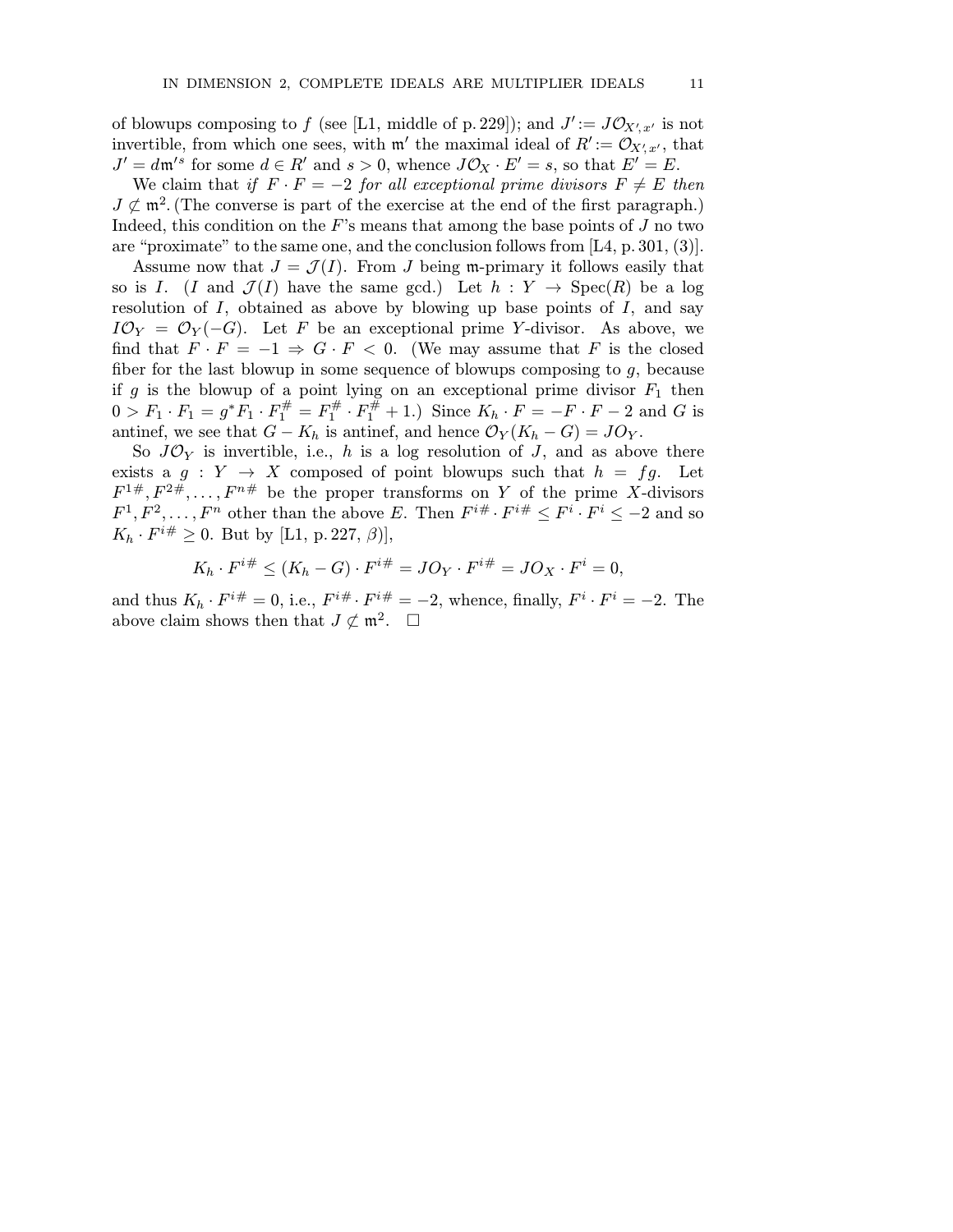of blowups composing to $f$ (see [L1, middle of p. 229]); and $J' := J\mathcal{O}_{X',x'}$ is not invertible, from which one sees, with $\mathfrak{m}'$ the maximal ideal of $R' := \mathcal{O}_{X',x'}$, that $J' = d\mathfrak{m}'^s$ for some $d \in R'$ and $s > 0$, whence $J\mathcal{O}_X \cdot E' = s$, so that $E' = E$.

We claim that *if $F \cdot F = -2$ for all exceptional prime divisors $F \neq E$ then $J \not\subset \mathfrak{m}^2$.* (The converse is part of the exercise at the end of the first paragraph.) Indeed, this condition on the $F$'s means that among the base points of $J$ no two are "proximate" to the same one, and the conclusion follows from [L4, p. 301, (3)].

Assume now that $J = \mathcal{J}(I)$. From $J$ being $\mathfrak{m}$-primary it follows easily that so is $I$. ($I$ and $\mathcal{J}(I)$ have the same gcd.) Let $h : Y \to \mathrm{Spec}(R)$ be a log resolution of $I$, obtained as above by blowing up base points of $I$, and say $I\mathcal{O}_Y = \mathcal{O}_Y(-G)$. Let $F$ be an exceptional prime $Y$-divisor. As above, we find that $F \cdot F = -1 \Rightarrow G \cdot F < 0$. (We may assume that $F$ is the closed fiber for the last blowup in some sequence of blowups composing to $g$, because if $g$ is the blowup of a point lying on an exceptional prime divisor $F_1$ then $0 > F_1 \cdot F_1 = g^*F_1 \cdot F_1^{\#} = F_1^{\#} \cdot F_1^{\#} + 1$.) Since $K_h \cdot F = -F \cdot F - 2$ and $G$ is antinef, we see that $G - K_h$ is antinef, and hence $\mathcal{O}_Y(K_h - G) = J\mathcal{O}_Y$.

So $J\mathcal{O}_Y$ is invertible, i.e., $h$ is a log resolution of $J$, and as above there exists a $g : Y \to X$ composed of point blowups such that $h = fg$. Let $F^{1\#}, F^{2\#}, \dots, F^{n\#}$ be the proper transforms on $Y$ of the prime $X$-divisors $F^1, F^2, \dots, F^n$ other than the above $E$. Then $F^{i\#} \cdot F^{i\#} \leq F^i \cdot F^i \leq -2$ and so $K_h \cdot F^{i\#} \geq 0$. But by [L1, p. 227, $\beta$)],

$$K_h \cdot F^{i\#} \leq (K_h - G) \cdot F^{i\#} = JO_Y \cdot F^{i\#} = JO_X \cdot F^i = 0,$$

and thus $K_h \cdot F^{i\#} = 0$, i.e., $F^{i\#} \cdot F^{i\#} = -2$, whence, finally, $F^i \cdot F^i = -2$. The above claim shows then that $J \not\subset \mathfrak{m}^2$. $\square$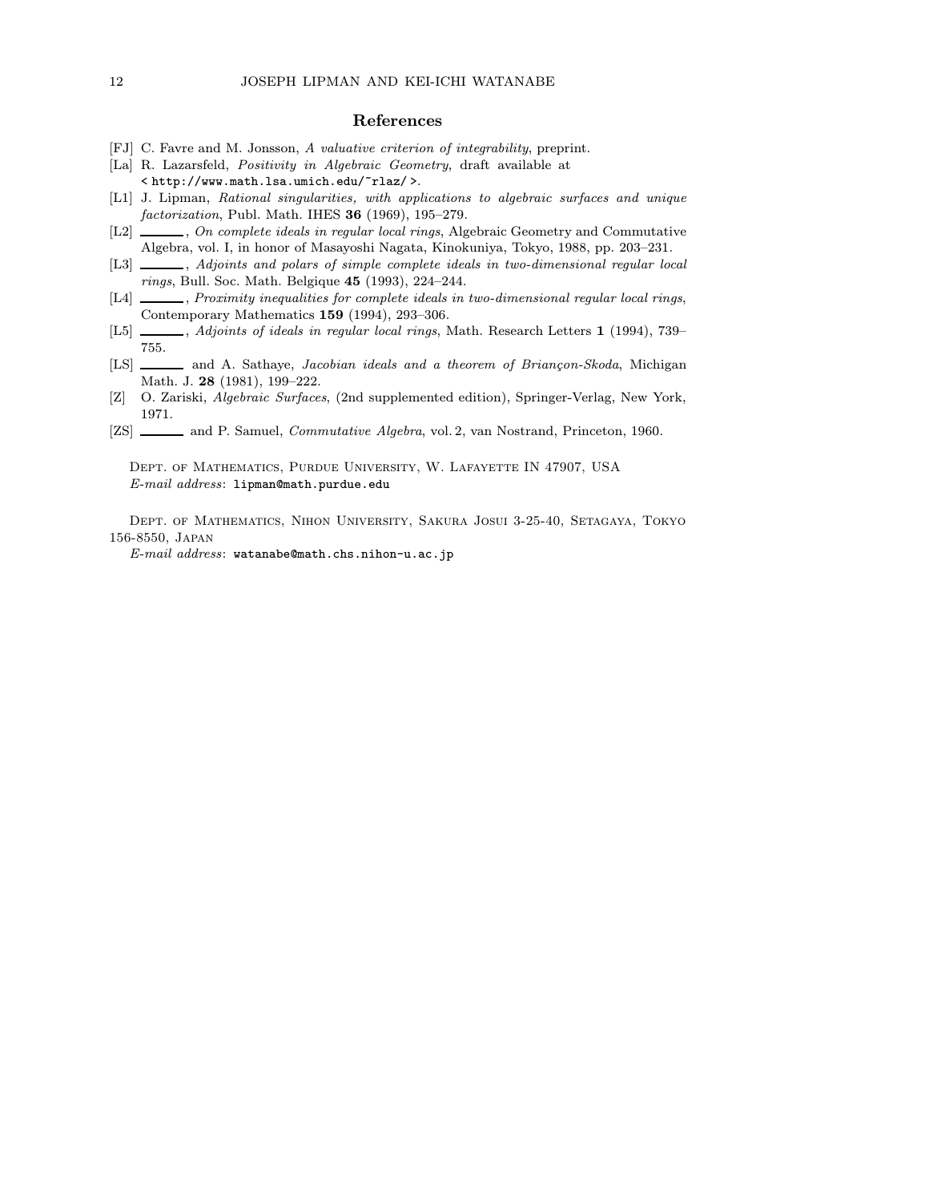## References

[FJ] C. Favre and M. Jonsson, *A valuative criterion of integrability*, preprint.

[La] R. Lazarsfeld, *Positivity in Algebraic Geometry*, draft available at `< http://www.math.lsa.umich.edu/~rlaz/ >`.

[L1] J. Lipman, *Rational singularities, with applications to algebraic surfaces and unique factorization*, Publ. Math. IHES **36** (1969), 195–279.

[L2] ______, *On complete ideals in regular local rings*, Algebraic Geometry and Commutative Algebra, vol. I, in honor of Masayoshi Nagata, Kinokuniya, Tokyo, 1988, pp. 203–231.

[L3] ______, *Adjoints and polars of simple complete ideals in two-dimensional regular local rings*, Bull. Soc. Math. Belgique **45** (1993), 224–244.

[L4] ______, *Proximity inequalities for complete ideals in two-dimensional regular local rings*, Contemporary Mathematics **159** (1994), 293–306.

[L5] ______, *Adjoints of ideals in regular local rings*, Math. Research Letters **1** (1994), 739–755.

[LS] ______ and A. Sathaye, *Jacobian ideals and a theorem of Briançon-Skoda*, Michigan Math. J. **28** (1981), 199–222.

[Z] O. Zariski, *Algebraic Surfaces*, (2nd supplemented edition), Springer-Verlag, New York, 1971.

[ZS] ______ and P. Samuel, *Commutative Algebra*, vol. 2, van Nostrand, Princeton, 1960.

Dept. of Mathematics, Purdue University, W. Lafayette IN 47907, USA
*E-mail address*: `lipman@math.purdue.edu`

Dept. of Mathematics, Nihon University, Sakura Josui 3-25-40, Setagaya, Tokyo 156-8550, Japan
*E-mail address*: `watanabe@math.chs.nihon-u.ac.jp`